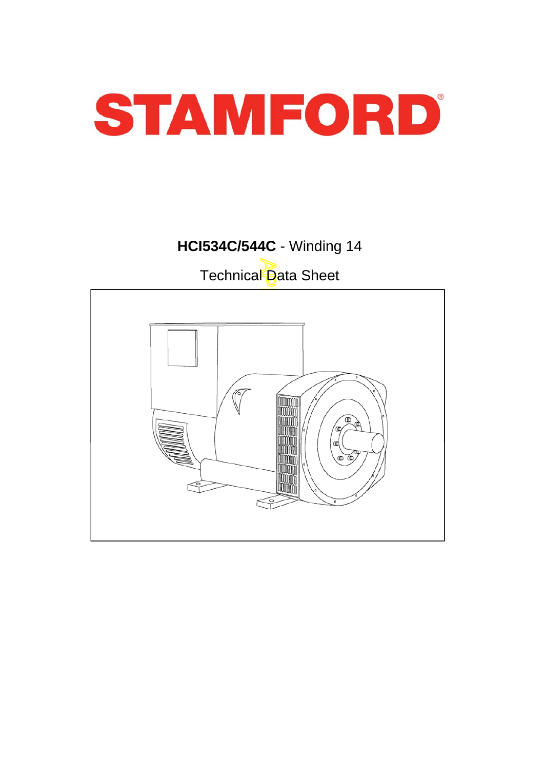# STAMFORD

## **HCI534C/544C** - Winding 14

Technical Data Sheet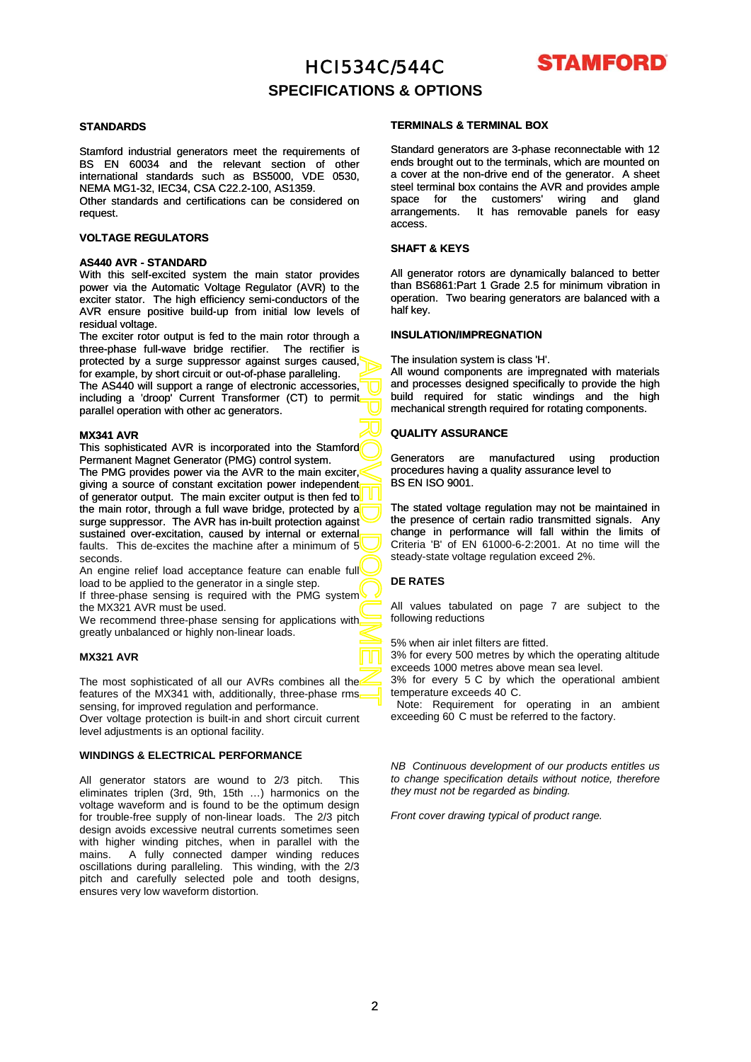# HCI534C/544C

## SPECIFICATIONS & OPTIONS

### STANDARDS

Stamford industrial generators meet the requirements of BS EN 60034 and the relevant section of other international standards such as BS5000, VDE 0530, NEMA MG1-32, IEC34, CSA C22.2-100, AS1359.
Other standards and certifications can be considered on request.

### VOLTAGE REGULATORS

**AS440 AVR - STANDARD**
With this self-excited system the main stator provides power via the Automatic Voltage Regulator (AVR) to the exciter stator. The high efficiency semi-conductors of the AVR ensure positive build-up from initial low levels of residual voltage.
The exciter rotor output is fed to the main rotor through a three-phase full-wave bridge rectifier. The rectifier is protected by a surge suppressor against surges caused, for example, by short circuit or out-of-phase paralleling.
The AS440 will support a range of electronic accessories, including a 'droop' Current Transformer (CT) to permit parallel operation with other ac generators.

**MX341 AVR**
This sophisticated AVR is incorporated into the Stamford Permanent Magnet Generator (PMG) control system.
The PMG provides power via the AVR to the main exciter, giving a source of constant excitation power independent of generator output. The main exciter output is then fed to the main rotor, through a full wave bridge, protected by a surge suppressor. The AVR has in-built protection against sustained over-excitation, caused by internal or external faults. This de-excites the machine after a minimum of 5 seconds.
An engine relief load acceptance feature can enable full load to be applied to the generator in a single step.
If three-phase sensing is required with the PMG system the MX321 AVR must be used.
We recommend three-phase sensing for applications with greatly unbalanced or highly non-linear loads.

**MX321 AVR**

The most sophisticated of all our AVRs combines all the features of the MX341 with, additionally, three-phase rms sensing, for improved regulation and performance.
Over voltage protection is built-in and short circuit current level adjustments is an optional facility.

### WINDINGS & ELECTRICAL PERFORMANCE

All generator stators are wound to 2/3 pitch. This eliminates triplen (3rd, 9th, 15th …) harmonics on the voltage waveform and is found to be the optimum design for trouble-free supply of non-linear loads. The 2/3 pitch design avoids excessive neutral currents sometimes seen with higher winding pitches, when in parallel with the mains. A fully connected damper winding reduces oscillations during paralleling. This winding, with the 2/3 pitch and carefully selected pole and tooth designs, ensures very low waveform distortion.

### TERMINALS & TERMINAL BOX

Standard generators are 3-phase reconnectable with 12 ends brought out to the terminals, which are mounted on a cover at the non-drive end of the generator. A sheet steel terminal box contains the AVR and provides ample space for the customers' wiring and gland arrangements. It has removable panels for easy access.

### SHAFT & KEYS

All generator rotors are dynamically balanced to better than BS6861:Part 1 Grade 2.5 for minimum vibration in operation. Two bearing generators are balanced with a half key.

### INSULATION/IMPREGNATION

The insulation system is class 'H'.
All wound components are impregnated with materials and processes designed specifically to provide the high build required for static windings and the high mechanical strength required for rotating components.

### QUALITY ASSURANCE

Generators are manufactured using production procedures having a quality assurance level to BS EN ISO 9001.

The stated voltage regulation may not be maintained in the presence of certain radio transmitted signals. Any change in performance will fall within the limits of Criteria 'B' of EN 61000-6-2:2001. At no time will the steady-state voltage regulation exceed 2%.

### DE RATES

All values tabulated on page 7 are subject to the following reductions

5% when air inlet filters are fitted.
3% for every 500 metres by which the operating altitude exceeds 1000 metres above mean sea level.
3% for every 5 C by which the operational ambient temperature exceeds 40 C.
Note: Requirement for operating in an ambient exceeding 60 C must be referred to the factory.

*NB Continuous development of our products entitles us to change specification details without notice, therefore they must not be regarded as binding.*

*Front cover drawing typical of product range.*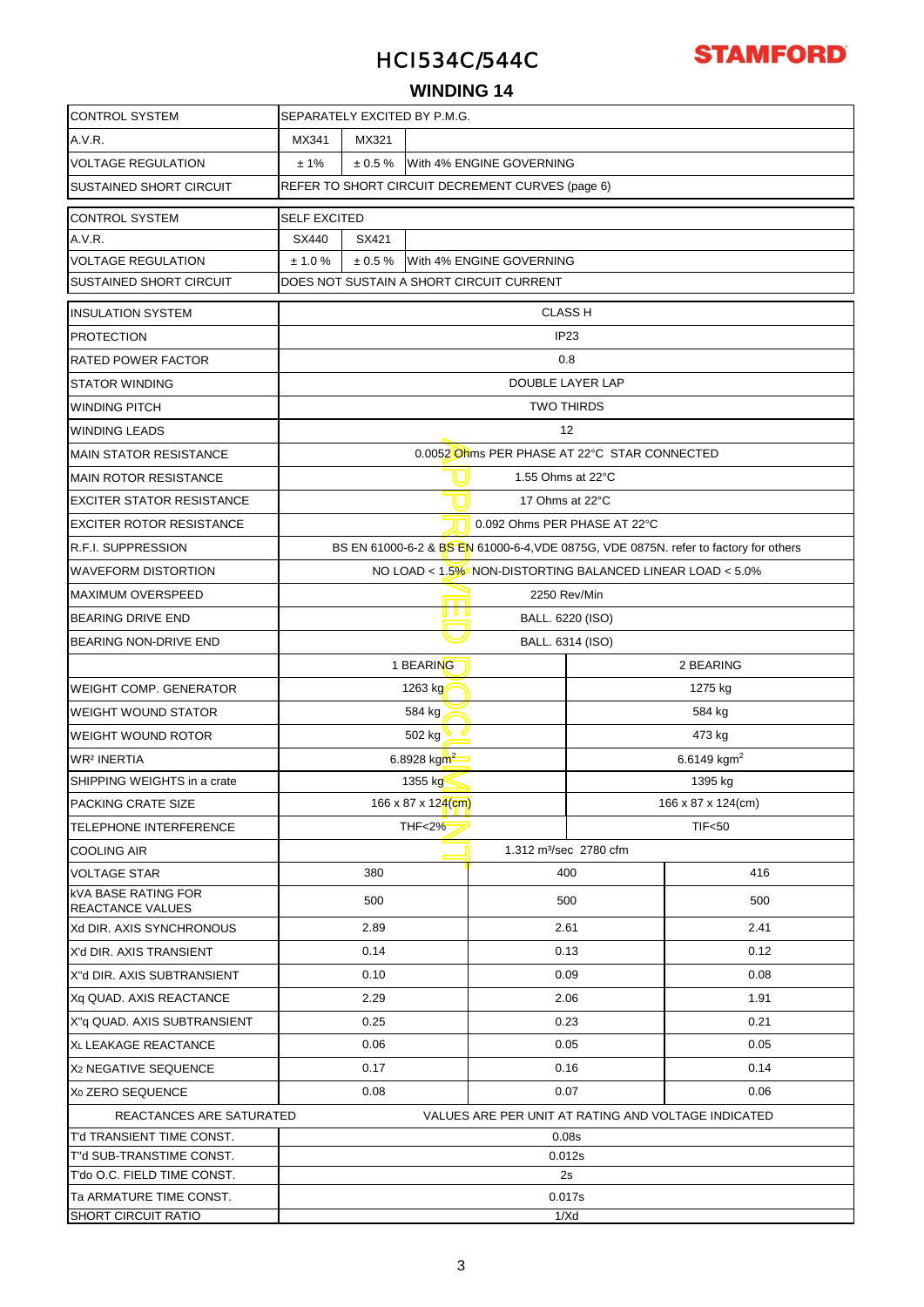# HCI534C/544C

**STAMFORD**

## WINDING 14

| CONTROL SYSTEM | SEPARATELY EXCITED BY P.M.G. | | |
|---|---|---|---|
| A.V.R. | MX341 | MX321 | |
| VOLTAGE REGULATION | ± 1% | ± 0.5 % | With 4% ENGINE GOVERNING |
| SUSTAINED SHORT CIRCUIT | REFER TO SHORT CIRCUIT DECREMENT CURVES (page 6) | | |

| CONTROL SYSTEM | SELF EXCITED | | |
|---|---|---|---|
| A.V.R. | SX440 | SX421 | |
| VOLTAGE REGULATION | ± 1.0 % | ± 0.5 % | With 4% ENGINE GOVERNING |
| SUSTAINED SHORT CIRCUIT | DOES NOT SUSTAIN A SHORT CIRCUIT CURRENT | | |

| INSULATION SYSTEM | CLASS H | |
|---|---|---|
| PROTECTION | IP23 | |
| RATED POWER FACTOR | 0.8 | |
| STATOR WINDING | DOUBLE LAYER LAP | |
| WINDING PITCH | TWO THIRDS | |
| WINDING LEADS | 12 | |
| MAIN STATOR RESISTANCE | 0.0052 Ohms PER PHASE AT 22°C STAR CONNECTED | |
| MAIN ROTOR RESISTANCE | 1.55 Ohms at 22°C | |
| EXCITER STATOR RESISTANCE | 17 Ohms at 22°C | |
| EXCITER ROTOR RESISTANCE | 0.092 Ohms PER PHASE AT 22°C | |
| R.F.I. SUPPRESSION | BS EN 61000-6-2 & BS EN 61000-6-4,VDE 0875G, VDE 0875N. refer to factory for others | |
| WAVEFORM DISTORTION | NO LOAD < 1.5% NON-DISTORTING BALANCED LINEAR LOAD < 5.0% | |
| MAXIMUM OVERSPEED | 2250 Rev/Min | |
| BEARING DRIVE END | BALL. 6220 (ISO) | |
| BEARING NON-DRIVE END | BALL. 6314 (ISO) | |
| | 1 BEARING | 2 BEARING |
| WEIGHT COMP. GENERATOR | 1263 kg | 1275 kg |
| WEIGHT WOUND STATOR | 584 kg | 584 kg |
| WEIGHT WOUND ROTOR | 502 kg | 473 kg |
| WR² INERTIA | 6.8928 kgm² | 6.6149 kgm² |
| SHIPPING WEIGHTS in a crate | 1355 kg | 1395 kg |
| PACKING CRATE SIZE | 166 x 87 x 124(cm) | 166 x 87 x 124(cm) |
| TELEPHONE INTERFERENCE | THF<2% | TIF<50 |
| COOLING AIR | 1.312 m³/sec 2780 cfm | |

| VOLTAGE STAR | 380 | 400 | 416 |
|---|---|---|---|
| kVA BASE RATING FOR REACTANCE VALUES | 500 | 500 | 500 |
| Xd DIR. AXIS SYNCHRONOUS | 2.89 | 2.61 | 2.41 |
| X'd DIR. AXIS TRANSIENT | 0.14 | 0.13 | 0.12 |
| X''d DIR. AXIS SUBTRANSIENT | 0.10 | 0.09 | 0.08 |
| Xq QUAD. AXIS REACTANCE | 2.29 | 2.06 | 1.91 |
| X''q QUAD. AXIS SUBTRANSIENT | 0.25 | 0.23 | 0.21 |
| $X_L$ LEAKAGE REACTANCE | 0.06 | 0.05 | 0.05 |
| $X_2$ NEGATIVE SEQUENCE | 0.17 | 0.16 | 0.14 |
| $X_0$ ZERO SEQUENCE | 0.08 | 0.07 | 0.06 |
| REACTANCES ARE SATURATED | VALUES ARE PER UNIT AT RATING AND VOLTAGE INDICATED | | |
| T'd TRANSIENT TIME CONST. | 0.08s | | |
| T''d SUB-TRANSTIME CONST. | 0.012s | | |
| T'do O.C. FIELD TIME CONST. | 2s | | |
| Ta ARMATURE TIME CONST. | 0.017s | | |
| SHORT CIRCUIT RATIO | 1/Xd | | |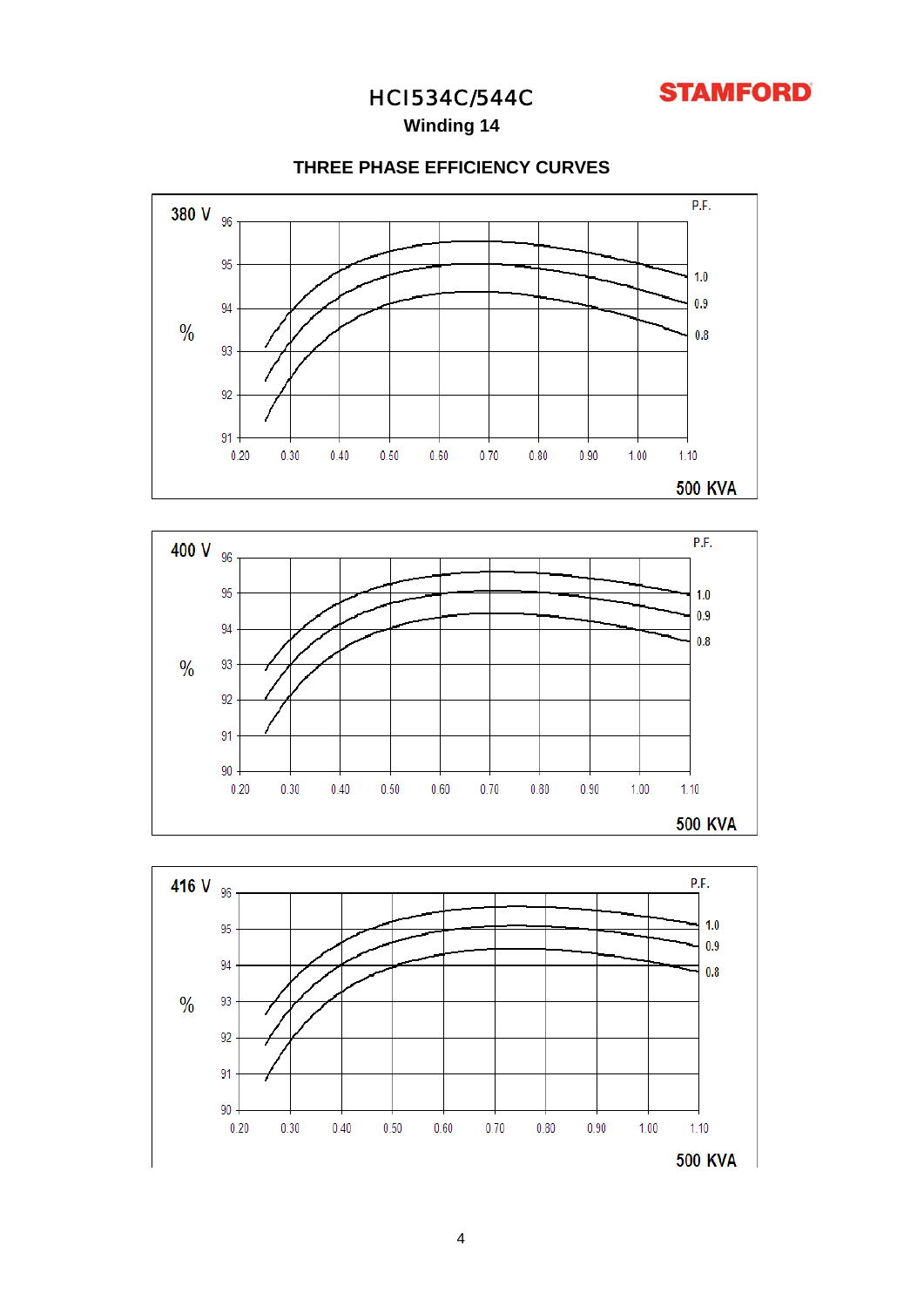# HCI534C/544C

**Winding 14**

## THREE PHASE EFFICIENCY CURVES

**380 V**

% (91–96) vs 500 KVA (0.20–1.10); P.F. curves: 1.0, 0.9, 0.8

**400 V**

% (90–96) vs 500 KVA (0.20–1.10); P.F. curves: 1.0, 0.9, 0.8

**416 V**

% (90–96) vs 500 KVA (0.20–1.10); P.F. curves: 1.0, 0.9, 0.8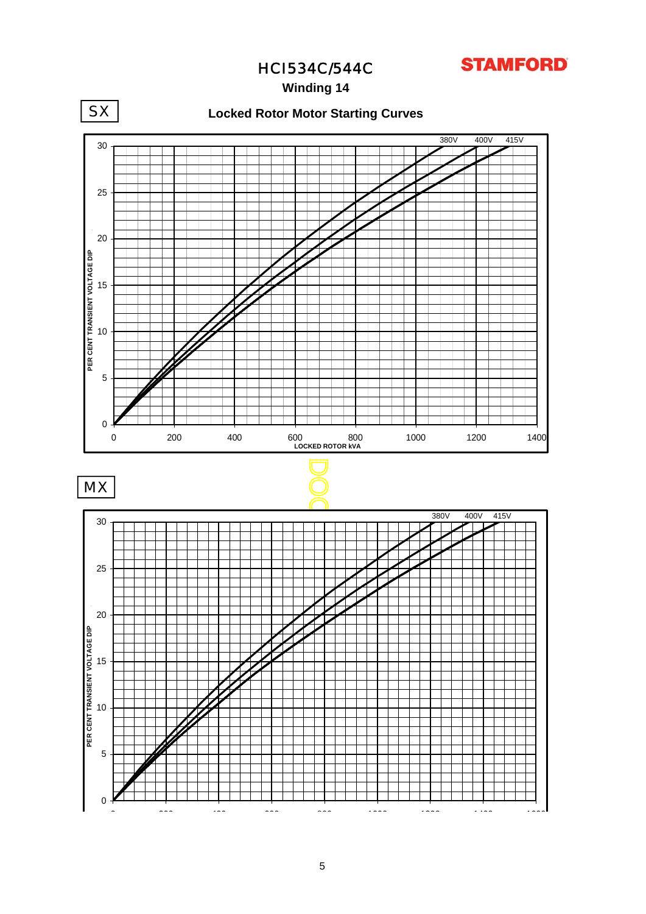# HCI534C/544C

**STAMFORD**

## Winding 14

SX

### Locked Rotor Motor Starting Curves

380V 400V 415V

PER CENT TRANSIENT VOLTAGE DIP: 0, 5, 10, 15, 20, 25, 30

LOCKED ROTOR kVA: 0, 200, 400, 600, 800, 1000, 1200, 1400

MX

380V 400V 415V

PER CENT TRANSIENT VOLTAGE DIP: 0, 5, 10, 15, 20, 25, 30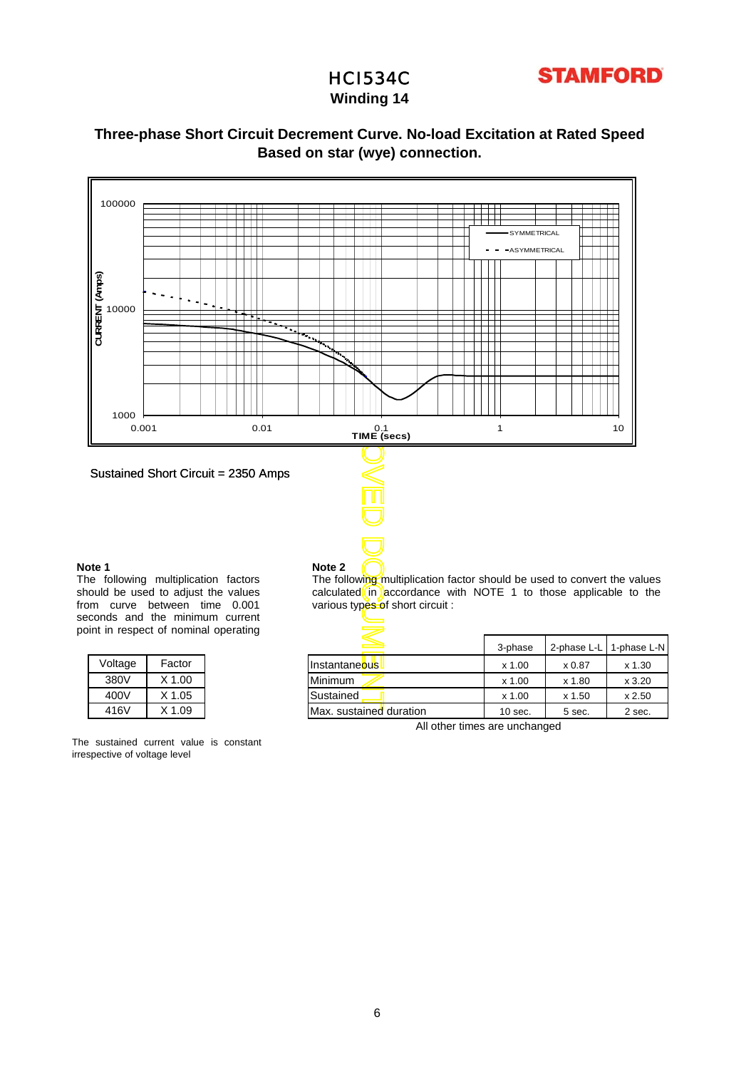# HCI534C

## Winding 14

### Three-phase Short Circuit Decrement Curve. No-load Excitation at Rated Speed Based on star (wye) connection.

Sustained Short Circuit = 2350 Amps

**Note 1**

The following multiplication factors should be used to adjust the values from curve between time 0.001 seconds and the minimum current point in respect of nominal operating

| Voltage | Factor |
|---|---|
| 380V | X 1.00 |
| 400V | X 1.05 |
| 416V | X 1.09 |

The sustained current value is constant irrespective of voltage level

**Note 2**

The following multiplication factor should be used to convert the values calculated in accordance with NOTE 1 to those applicable to the various types of short circuit :

| | 3-phase | 2-phase L-L | 1-phase L-N |
|---|---|---|---|
| Instantaneous | x 1.00 | x 0.87 | x 1.30 |
| Minimum | x 1.00 | x 1.80 | x 3.20 |
| Sustained | x 1.00 | x 1.50 | x 2.50 |
| Max. sustained duration | 10 sec. | 5 sec. | 2 sec. |

All other times are unchanged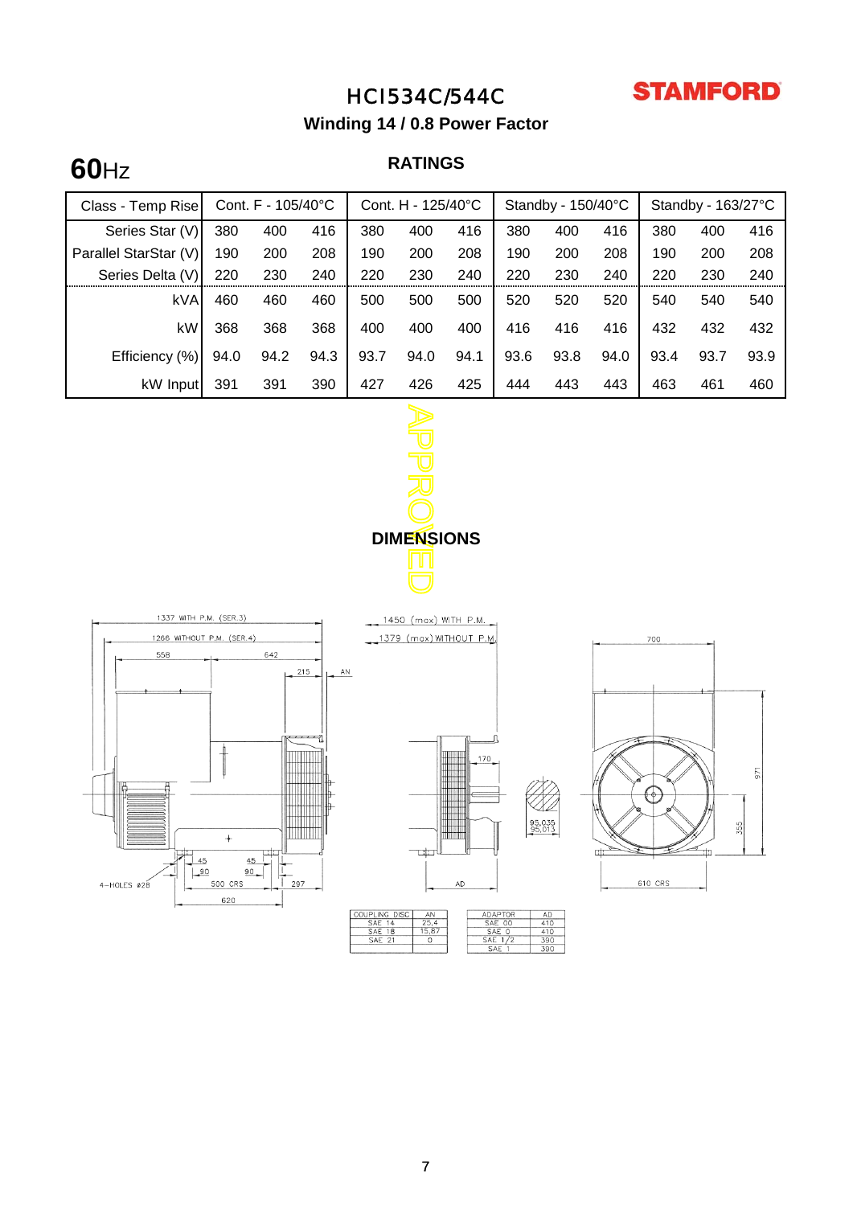# HCI534C/544C

**STAMFORD**

## Winding 14 / 0.8 Power Factor

**60**Hz

### RATINGS

| Class - Temp Rise | Cont. F - 105/40°C | | | Cont. H - 125/40°C | | | Standby - 150/40°C | | | Standby - 163/27°C | | |
|---|---|---|---|---|---|---|---|---|---|---|---|---|
| Series Star (V) | 380 | 400 | 416 | 380 | 400 | 416 | 380 | 400 | 416 | 380 | 400 | 416 |
| Parallel StarStar (V) | 190 | 200 | 208 | 190 | 200 | 208 | 190 | 200 | 208 | 190 | 200 | 208 |
| Series Delta (V) | 220 | 230 | 240 | 220 | 230 | 240 | 220 | 230 | 240 | 220 | 230 | 240 |
| kVA | 460 | 460 | 460 | 500 | 500 | 500 | 520 | 520 | 520 | 540 | 540 | 540 |
| kW | 368 | 368 | 368 | 400 | 400 | 400 | 416 | 416 | 416 | 432 | 432 | 432 |
| Efficiency (%) | 94.0 | 94.2 | 94.3 | 93.7 | 94.0 | 94.1 | 93.6 | 93.8 | 94.0 | 93.4 | 93.7 | 93.9 |
| kW Input | 391 | 391 | 390 | 427 | 426 | 425 | 444 | 443 | 443 | 463 | 461 | 460 |

APPROVED

### DIMENSIONS

1337 WITH P.M. (SER.3)
1266 WITHOUT P.M. (SER.4)
558 642 215 AN
1450 (max) WITH P.M.
1379 (max) WITHOUT P.M.
700
170
95,035 / 95,013
971
355
45 45 90 90
4-HOLES Ø28
500 CRS 297
620
AD
610 CRS

| COUPLING DISC | AN |
|---|---|
| SAE 14 | 25,4 |
| SAE 18 | 15,87 |
| SAE 21 | 0 |

| ADAPTOR | AD |
|---|---|
| SAE 00 | 410 |
| SAE 0 | 410 |
| SAE 1/2 | 390 |
| SAE 1 | 390 |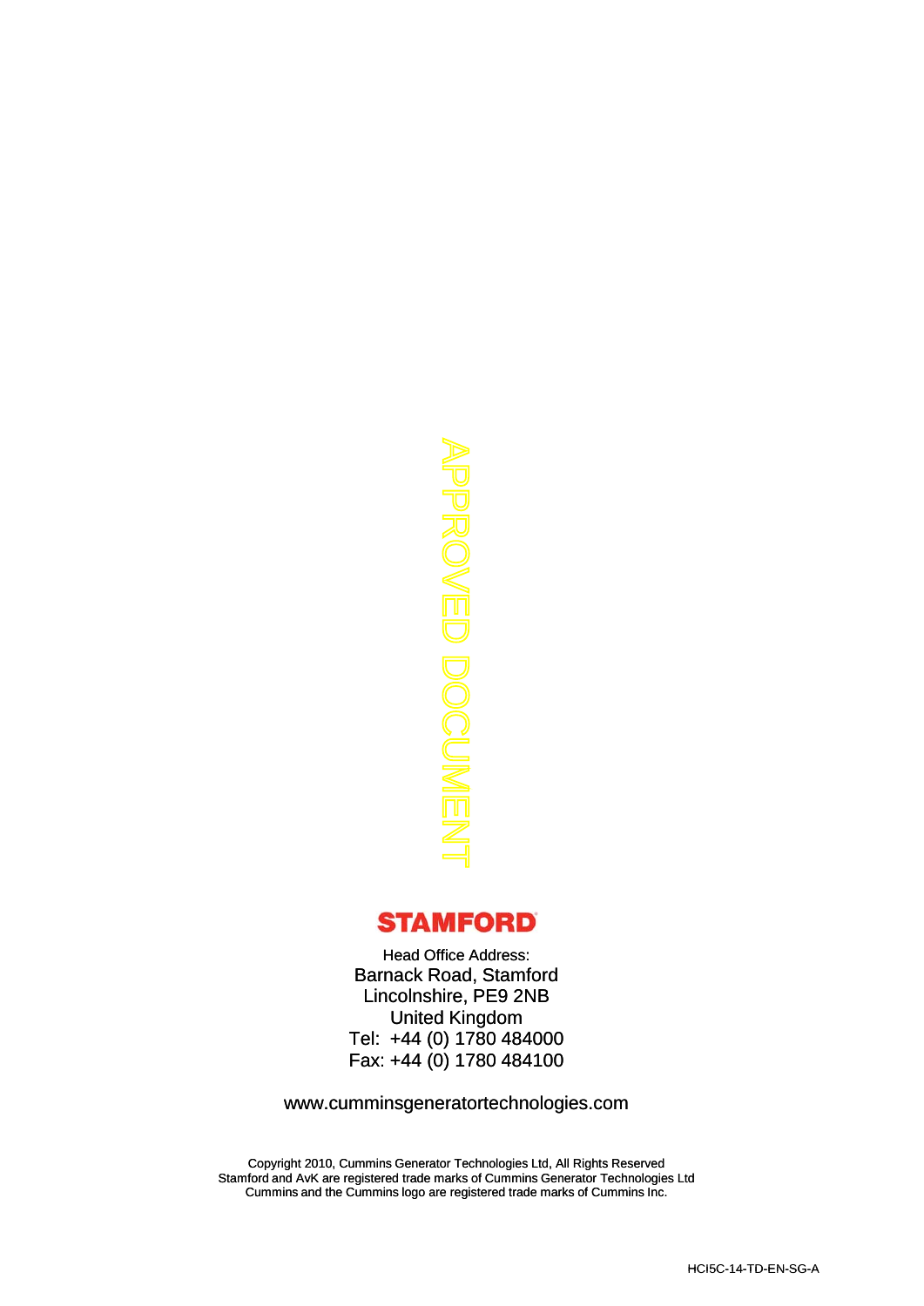APPROVED DOCUMENT

**STAMFORD**

Head Office Address:
Barnack Road, Stamford
Lincolnshire, PE9 2NB
United Kingdom
Tel: +44 (0) 1780 484000
Fax: +44 (0) 1780 484100

www.cumminsgeneratortechnologies.com

Copyright 2010, Cummins Generator Technologies Ltd, All Rights Reserved
Stamford and AvK are registered trade marks of Cummins Generator Technologies Ltd
Cummins and the Cummins logo are registered trade marks of Cummins Inc.

HCI5C-14-TD-EN-SG-A